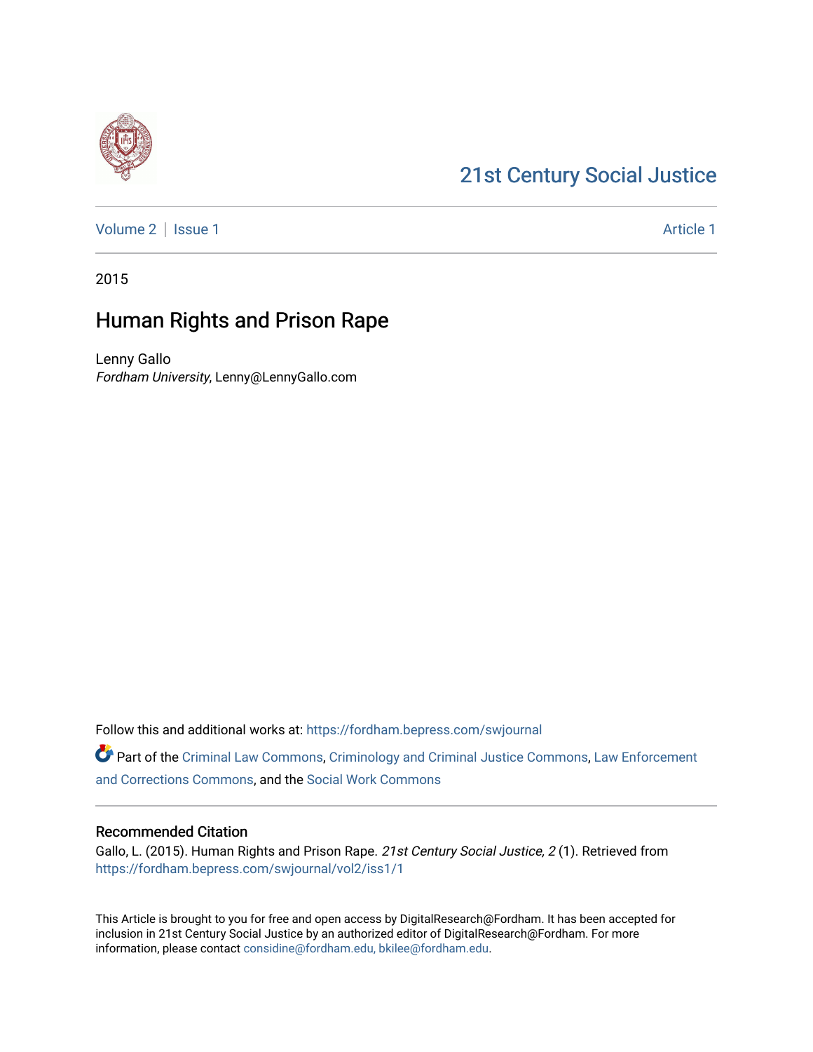21st Century Social Justice

Volume 2 | Issue 1 Article 1

2015

# Human Rights and Prison Rape

Lenny Gallo
*Fordham University*, Lenny@LennyGallo.com

Follow this and additional works at: https://fordham.bepress.com/swjournal

Part of the Criminal Law Commons, Criminology and Criminal Justice Commons, Law Enforcement and Corrections Commons, and the Social Work Commons

### Recommended Citation

Gallo, L. (2015). Human Rights and Prison Rape. *21st Century Social Justice, 2* (1). Retrieved from https://fordham.bepress.com/swjournal/vol2/iss1/1

This Article is brought to you for free and open access by DigitalResearch@Fordham. It has been accepted for inclusion in 21st Century Social Justice by an authorized editor of DigitalResearch@Fordham. For more information, please contact considine@fordham.edu, bkilee@fordham.edu.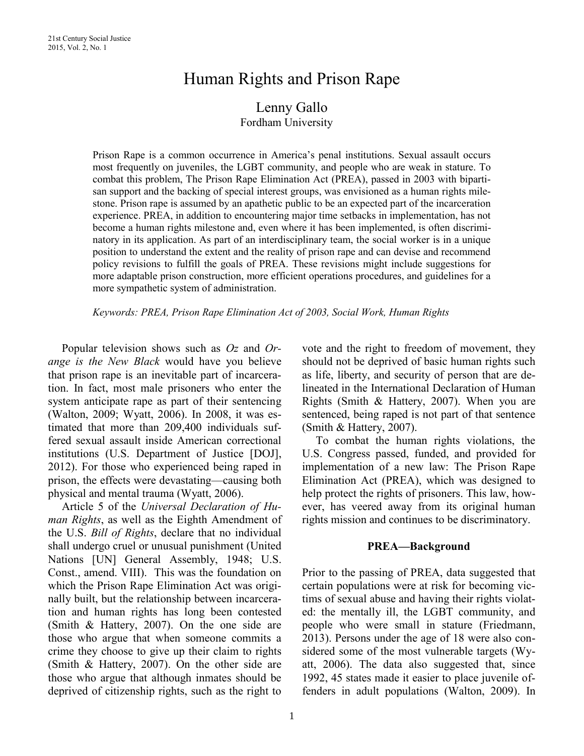// Human Rights and Prison Rape

Lenny Gallo
Fordham University

Prison Rape is a common occurrence in America's penal institutions. Sexual assault occurs most frequently on juveniles, the LGBT community, and people who are weak in stature. To combat this problem, The Prison Rape Elimination Act (PREA), passed in 2003 with bipartisan support and the backing of special interest groups, was envisioned as a human rights milestone. Prison rape is assumed by an apathetic public to be an expected part of the incarceration experience. PREA, in addition to encountering major time setbacks in implementation, has not become a human rights milestone and, even where it has been implemented, is often discriminatory in its application. As part of an interdisciplinary team, the social worker is in a unique position to understand the extent and the reality of prison rape and can devise and recommend policy revisions to fulfill the goals of PREA. These revisions might include suggestions for more adaptable prison construction, more efficient operations procedures, and guidelines for a more sympathetic system of administration.

*Keywords: PREA, Prison Rape Elimination Act of 2003, Social Work, Human Rights*

Popular television shows such as *Oz* and *Orange is the New Black* would have you believe that prison rape is an inevitable part of incarceration. In fact, most male prisoners who enter the system anticipate rape as part of their sentencing (Walton, 2009; Wyatt, 2006). In 2008, it was estimated that more than 209,400 individuals suffered sexual assault inside American correctional institutions (U.S. Department of Justice [DOJ], 2012). For those who experienced being raped in prison, the effects were devastating—causing both physical and mental trauma (Wyatt, 2006).

Article 5 of the *Universal Declaration of Human Rights*, as well as the Eighth Amendment of the U.S. *Bill of Rights*, declare that no individual shall undergo cruel or unusual punishment (United Nations [UN] General Assembly, 1948; U.S. Const., amend. VIII). This was the foundation on which the Prison Rape Elimination Act was originally built, but the relationship between incarceration and human rights has long been contested (Smith & Hattery, 2007). On the one side are those who argue that when someone commits a crime they choose to give up their claim to rights (Smith & Hattery, 2007). On the other side are those who argue that although inmates should be deprived of citizenship rights, such as the right to vote and the right to freedom of movement, they should not be deprived of basic human rights such as life, liberty, and security of person that are delineated in the International Declaration of Human Rights (Smith & Hattery, 2007). When you are sentenced, being raped is not part of that sentence (Smith & Hattery, 2007).

To combat the human rights violations, the U.S. Congress passed, funded, and provided for implementation of a new law: The Prison Rape Elimination Act (PREA), which was designed to help protect the rights of prisoners. This law, however, has veered away from its original human rights mission and continues to be discriminatory.

## PREA—Background

Prior to the passing of PREA, data suggested that certain populations were at risk for becoming victims of sexual abuse and having their rights violated: the mentally ill, the LGBT community, and people who were small in stature (Friedmann, 2013). Persons under the age of 18 were also considered some of the most vulnerable targets (Wyatt, 2006). The data also suggested that, since 1992, 45 states made it easier to place juvenile offenders in adult populations (Walton, 2009). In

# Human Rights and Prison Rape

Lenny Gallo
Fordham University

Prison Rape is a common occurrence in America's penal institutions. Sexual assault occurs most frequently on juveniles, the LGBT community, and people who are weak in stature. To combat this problem, The Prison Rape Elimination Act (PREA), passed in 2003 with bipartisan support and the backing of special interest groups, was envisioned as a human rights milestone. Prison rape is assumed by an apathetic public to be an expected part of the incarceration experience. PREA, in addition to encountering major time setbacks in implementation, has not become a human rights milestone and, even where it has been implemented, is often discriminatory in its application. As part of an interdisciplinary team, the social worker is in a unique position to understand the extent and the reality of prison rape and can devise and recommend policy revisions to fulfill the goals of PREA. These revisions might include suggestions for more adaptable prison construction, more efficient operations procedures, and guidelines for a more sympathetic system of administration.

*Keywords: PREA, Prison Rape Elimination Act of 2003, Social Work, Human Rights*

Popular television shows such as *Oz* and *Orange is the New Black* would have you believe that prison rape is an inevitable part of incarceration. In fact, most male prisoners who enter the system anticipate rape as part of their sentencing (Walton, 2009; Wyatt, 2006). In 2008, it was estimated that more than 209,400 individuals suffered sexual assault inside American correctional institutions (U.S. Department of Justice [DOJ], 2012). For those who experienced being raped in prison, the effects were devastating—causing both physical and mental trauma (Wyatt, 2006).

Article 5 of the *Universal Declaration of Human Rights*, as well as the Eighth Amendment of the U.S. *Bill of Rights*, declare that no individual shall undergo cruel or unusual punishment (United Nations [UN] General Assembly, 1948; U.S. Const., amend. VIII). This was the foundation on which the Prison Rape Elimination Act was originally built, but the relationship between incarceration and human rights has long been contested (Smith & Hattery, 2007). On the one side are those who argue that when someone commits a crime they choose to give up their claim to rights (Smith & Hattery, 2007). On the other side are those who argue that although inmates should be deprived of citizenship rights, such as the right to vote and the right to freedom of movement, they should not be deprived of basic human rights such as life, liberty, and security of person that are delineated in the International Declaration of Human Rights (Smith & Hattery, 2007). When you are sentenced, being raped is not part of that sentence (Smith & Hattery, 2007).

To combat the human rights violations, the U.S. Congress passed, funded, and provided for implementation of a new law: The Prison Rape Elimination Act (PREA), which was designed to help protect the rights of prisoners. This law, however, has veered away from its original human rights mission and continues to be discriminatory.

## PREA—Background

Prior to the passing of PREA, data suggested that certain populations were at risk for becoming victims of sexual abuse and having their rights violated: the mentally ill, the LGBT community, and people who were small in stature (Friedmann, 2013). Persons under the age of 18 were also considered some of the most vulnerable targets (Wyatt, 2006). The data also suggested that, since 1992, 45 states made it easier to place juvenile offenders in adult populations (Walton, 2009). In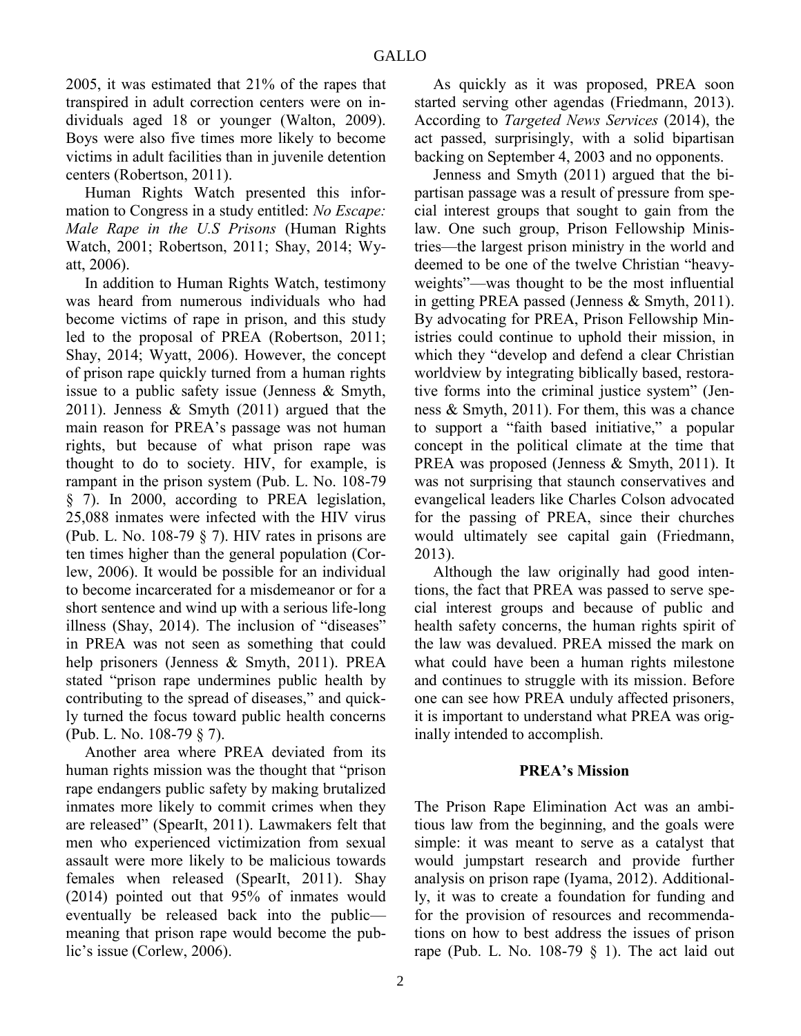2005, it was estimated that 21% of the rapes that transpired in adult correction centers were on individuals aged 18 or younger (Walton, 2009). Boys were also five times more likely to become victims in adult facilities than in juvenile detention centers (Robertson, 2011).

Human Rights Watch presented this information to Congress in a study entitled: *No Escape: Male Rape in the U.S Prisons* (Human Rights Watch, 2001; Robertson, 2011; Shay, 2014; Wyatt, 2006).

In addition to Human Rights Watch, testimony was heard from numerous individuals who had become victims of rape in prison, and this study led to the proposal of PREA (Robertson, 2011; Shay, 2014; Wyatt, 2006). However, the concept of prison rape quickly turned from a human rights issue to a public safety issue (Jenness & Smyth, 2011). Jenness & Smyth (2011) argued that the main reason for PREA's passage was not human rights, but because of what prison rape was thought to do to society. HIV, for example, is rampant in the prison system (Pub. L. No. 108-79 § 7). In 2000, according to PREA legislation, 25,088 inmates were infected with the HIV virus (Pub. L. No. 108-79 § 7). HIV rates in prisons are ten times higher than the general population (Corlew, 2006). It would be possible for an individual to become incarcerated for a misdemeanor or for a short sentence and wind up with a serious life-long illness (Shay, 2014). The inclusion of "diseases" in PREA was not seen as something that could help prisoners (Jenness & Smyth, 2011). PREA stated "prison rape undermines public health by contributing to the spread of diseases," and quickly turned the focus toward public health concerns (Pub. L. No. 108-79 § 7).

Another area where PREA deviated from its human rights mission was the thought that "prison rape endangers public safety by making brutalized inmates more likely to commit crimes when they are released" (SpearIt, 2011). Lawmakers felt that men who experienced victimization from sexual assault were more likely to be malicious towards females when released (SpearIt, 2011). Shay (2014) pointed out that 95% of inmates would eventually be released back into the public—meaning that prison rape would become the public's issue (Corlew, 2006).

As quickly as it was proposed, PREA soon started serving other agendas (Friedmann, 2013). According to *Targeted News Services* (2014), the act passed, surprisingly, with a solid bipartisan backing on September 4, 2003 and no opponents.

Jenness and Smyth (2011) argued that the bipartisan passage was a result of pressure from special interest groups that sought to gain from the law. One such group, Prison Fellowship Ministries—the largest prison ministry in the world and deemed to be one of the twelve Christian "heavyweights"—was thought to be the most influential in getting PREA passed (Jenness & Smyth, 2011). By advocating for PREA, Prison Fellowship Ministries could continue to uphold their mission, in which they "develop and defend a clear Christian worldview by integrating biblically based, restorative forms into the criminal justice system" (Jenness & Smyth, 2011). For them, this was a chance to support a "faith based initiative," a popular concept in the political climate at the time that PREA was proposed (Jenness & Smyth, 2011). It was not surprising that staunch conservatives and evangelical leaders like Charles Colson advocated for the passing of PREA, since their churches would ultimately see capital gain (Friedmann, 2013).

Although the law originally had good intentions, the fact that PREA was passed to serve special interest groups and because of public and health safety concerns, the human rights spirit of the law was devalued. PREA missed the mark on what could have been a human rights milestone and continues to struggle with its mission. Before one can see how PREA unduly affected prisoners, it is important to understand what PREA was originally intended to accomplish.

## PREA's Mission

The Prison Rape Elimination Act was an ambitious law from the beginning, and the goals were simple: it was meant to serve as a catalyst that would jumpstart research and provide further analysis on prison rape (Iyama, 2012). Additionally, it was to create a foundation for funding and for the provision of resources and recommendations on how to best address the issues of prison rape (Pub. L. No. 108-79 § 1). The act laid out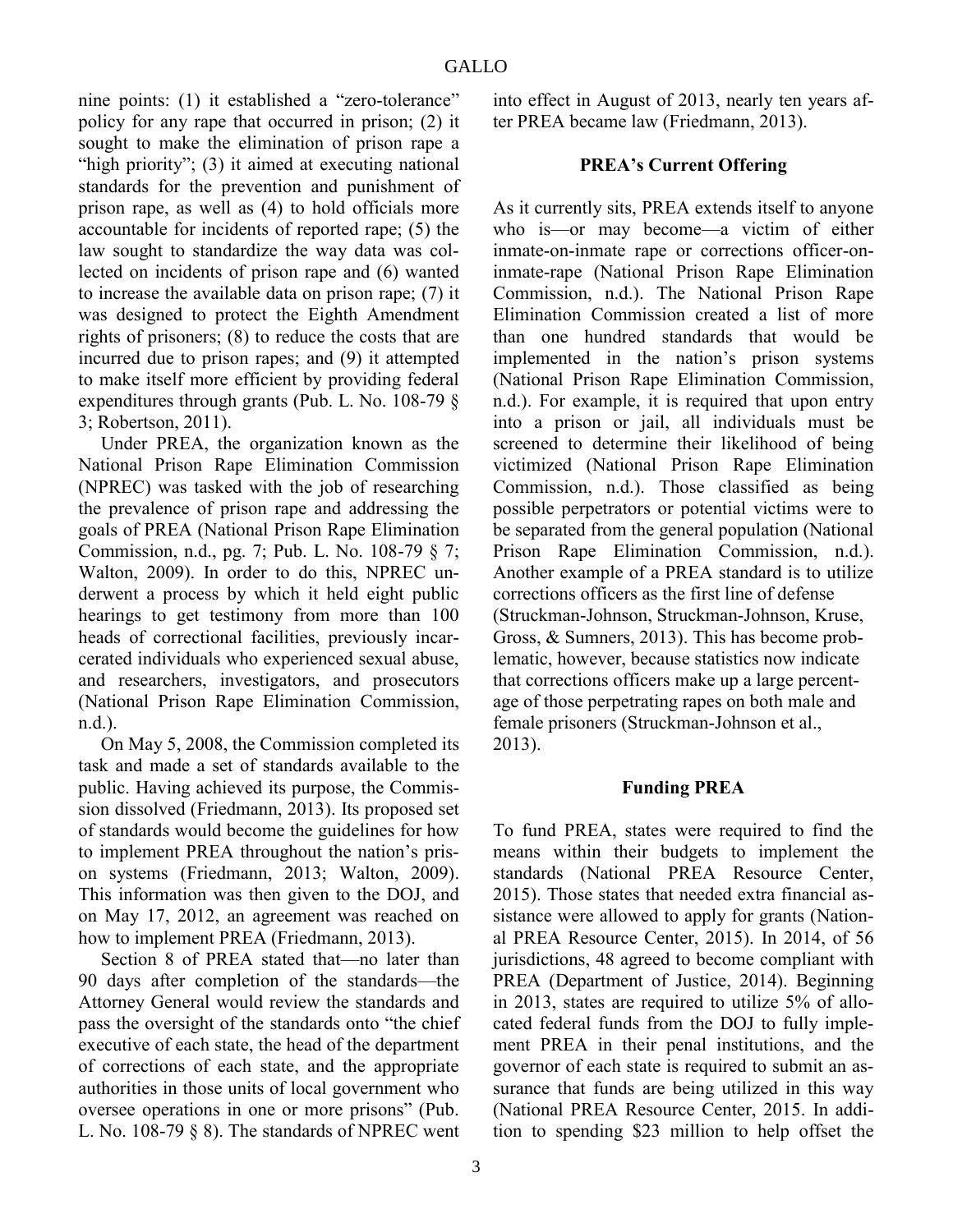nine points: (1) it established a "zero-tolerance" policy for any rape that occurred in prison; (2) it sought to make the elimination of prison rape a "high priority"; (3) it aimed at executing national standards for the prevention and punishment of prison rape, as well as (4) to hold officials more accountable for incidents of reported rape; (5) the law sought to standardize the way data was collected on incidents of prison rape and (6) wanted to increase the available data on prison rape; (7) it was designed to protect the Eighth Amendment rights of prisoners; (8) to reduce the costs that are incurred due to prison rapes; and (9) it attempted to make itself more efficient by providing federal expenditures through grants (Pub. L. No. 108-79 § 3; Robertson, 2011).

Under PREA, the organization known as the National Prison Rape Elimination Commission (NPREC) was tasked with the job of researching the prevalence of prison rape and addressing the goals of PREA (National Prison Rape Elimination Commission, n.d., pg. 7; Pub. L. No. 108-79 § 7; Walton, 2009). In order to do this, NPREC underwent a process by which it held eight public hearings to get testimony from more than 100 heads of correctional facilities, previously incarcerated individuals who experienced sexual abuse, and researchers, investigators, and prosecutors (National Prison Rape Elimination Commission, n.d.).

On May 5, 2008, the Commission completed its task and made a set of standards available to the public. Having achieved its purpose, the Commission dissolved (Friedmann, 2013). Its proposed set of standards would become the guidelines for how to implement PREA throughout the nation's prison systems (Friedmann, 2013; Walton, 2009). This information was then given to the DOJ, and on May 17, 2012, an agreement was reached on how to implement PREA (Friedmann, 2013).

Section 8 of PREA stated that—no later than 90 days after completion of the standards—the Attorney General would review the standards and pass the oversight of the standards onto "the chief executive of each state, the head of the department of corrections of each state, and the appropriate authorities in those units of local government who oversee operations in one or more prisons" (Pub. L. No. 108-79 § 8). The standards of NPREC went into effect in August of 2013, nearly ten years after PREA became law (Friedmann, 2013).

### PREA's Current Offering

As it currently sits, PREA extends itself to anyone who is—or may become—a victim of either inmate-on-inmate rape or corrections officer-on-inmate-rape (National Prison Rape Elimination Commission, n.d.). The National Prison Rape Elimination Commission created a list of more than one hundred standards that would be implemented in the nation's prison systems (National Prison Rape Elimination Commission, n.d.). For example, it is required that upon entry into a prison or jail, all individuals must be screened to determine their likelihood of being victimized (National Prison Rape Elimination Commission, n.d.). Those classified as being possible perpetrators or potential victims were to be separated from the general population (National Prison Rape Elimination Commission, n.d.). Another example of a PREA standard is to utilize corrections officers as the first line of defense (Struckman-Johnson, Struckman-Johnson, Kruse, Gross, & Sumners, 2013). This has become problematic, however, because statistics now indicate that corrections officers make up a large percentage of those perpetrating rapes on both male and female prisoners (Struckman-Johnson et al., 2013).

### Funding PREA

To fund PREA, states were required to find the means within their budgets to implement the standards (National PREA Resource Center, 2015). Those states that needed extra financial assistance were allowed to apply for grants (National PREA Resource Center, 2015). In 2014, of 56 jurisdictions, 48 agreed to become compliant with PREA (Department of Justice, 2014). Beginning in 2013, states are required to utilize 5% of allocated federal funds from the DOJ to fully implement PREA in their penal institutions, and the governor of each state is required to submit an assurance that funds are being utilized in this way (National PREA Resource Center, 2015. In addition to spending $23 million to help offset the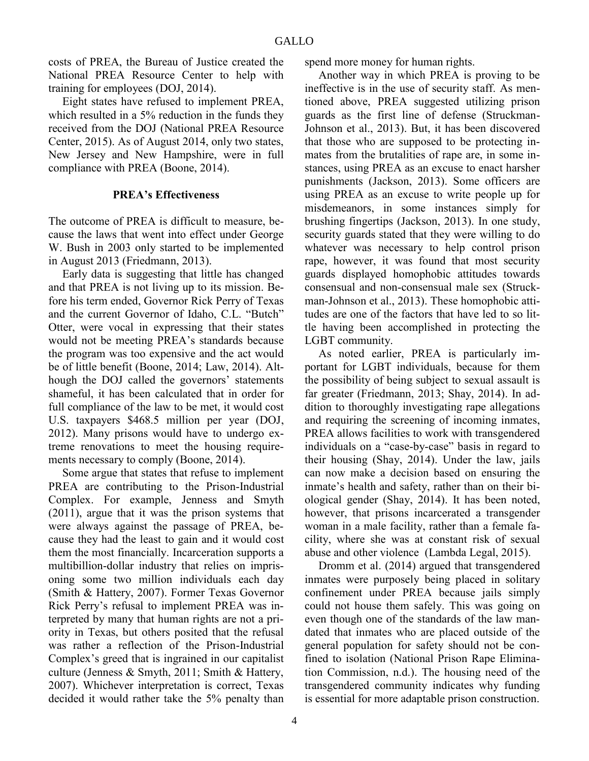costs of PREA, the Bureau of Justice created the National PREA Resource Center to help with training for employees (DOJ, 2014).

Eight states have refused to implement PREA, which resulted in a 5% reduction in the funds they received from the DOJ (National PREA Resource Center, 2015). As of August 2014, only two states, New Jersey and New Hampshire, were in full compliance with PREA (Boone, 2014).

### PREA's Effectiveness

The outcome of PREA is difficult to measure, because the laws that went into effect under George W. Bush in 2003 only started to be implemented in August 2013 (Friedmann, 2013).

Early data is suggesting that little has changed and that PREA is not living up to its mission. Before his term ended, Governor Rick Perry of Texas and the current Governor of Idaho, C.L. "Butch" Otter, were vocal in expressing that their states would not be meeting PREA's standards because the program was too expensive and the act would be of little benefit (Boone, 2014; Law, 2014). Although the DOJ called the governors' statements shameful, it has been calculated that in order for full compliance of the law to be met, it would cost U.S. taxpayers $468.5 million per year (DOJ, 2012). Many prisons would have to undergo extreme renovations to meet the housing requirements necessary to comply (Boone, 2014).

Some argue that states that refuse to implement PREA are contributing to the Prison-Industrial Complex. For example, Jenness and Smyth (2011), argue that it was the prison systems that were always against the passage of PREA, because they had the least to gain and it would cost them the most financially. Incarceration supports a multibillion-dollar industry that relies on imprisoning some two million individuals each day (Smith & Hattery, 2007). Former Texas Governor Rick Perry's refusal to implement PREA was interpreted by many that human rights are not a priority in Texas, but others posited that the refusal was rather a reflection of the Prison-Industrial Complex's greed that is ingrained in our capitalist culture (Jenness & Smyth, 2011; Smith & Hattery, 2007). Whichever interpretation is correct, Texas decided it would rather take the 5% penalty than spend more money for human rights.

Another way in which PREA is proving to be ineffective is in the use of security staff. As mentioned above, PREA suggested utilizing prison guards as the first line of defense (Struckman-Johnson et al., 2013). But, it has been discovered that those who are supposed to be protecting inmates from the brutalities of rape are, in some instances, using PREA as an excuse to enact harsher punishments (Jackson, 2013). Some officers are using PREA as an excuse to write people up for misdemeanors, in some instances simply for brushing fingertips (Jackson, 2013). In one study, security guards stated that they were willing to do whatever was necessary to help control prison rape, however, it was found that most security guards displayed homophobic attitudes towards consensual and non-consensual male sex (Struckman-Johnson et al., 2013). These homophobic attitudes are one of the factors that have led to so little having been accomplished in protecting the LGBT community.

As noted earlier, PREA is particularly important for LGBT individuals, because for them the possibility of being subject to sexual assault is far greater (Friedmann, 2013; Shay, 2014). In addition to thoroughly investigating rape allegations and requiring the screening of incoming inmates, PREA allows facilities to work with transgendered individuals on a "case-by-case" basis in regard to their housing (Shay, 2014). Under the law, jails can now make a decision based on ensuring the inmate's health and safety, rather than on their biological gender (Shay, 2014). It has been noted, however, that prisons incarcerated a transgender woman in a male facility, rather than a female facility, where she was at constant risk of sexual abuse and other violence (Lambda Legal, 2015).

Dromm et al. (2014) argued that transgendered inmates were purposely being placed in solitary confinement under PREA because jails simply could not house them safely. This was going on even though one of the standards of the law mandated that inmates who are placed outside of the general population for safety should not be confined to isolation (National Prison Rape Elimination Commission, n.d.). The housing need of the transgendered community indicates why funding is essential for more adaptable prison construction.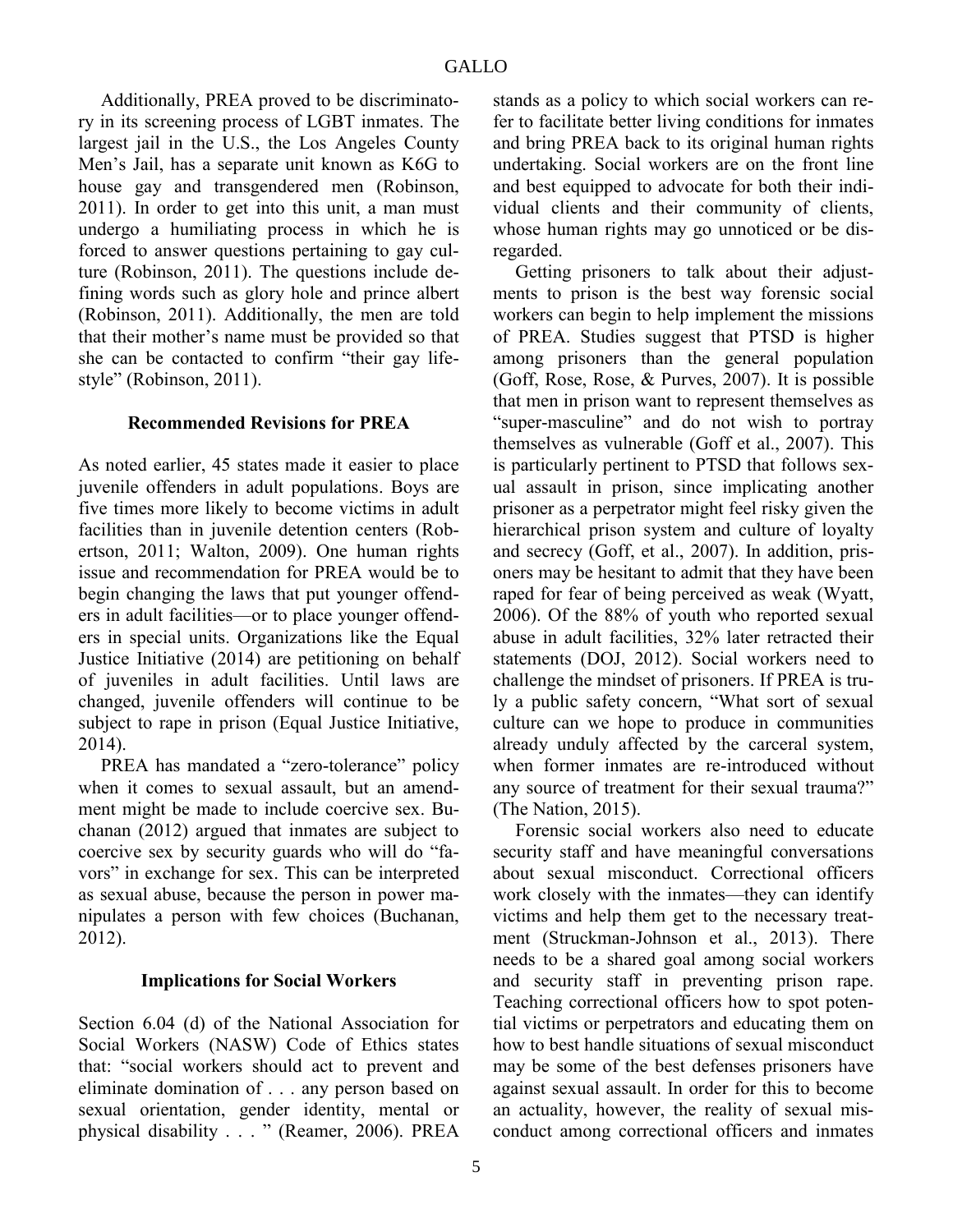Additionally, PREA proved to be discriminatory in its screening process of LGBT inmates. The largest jail in the U.S., the Los Angeles County Men's Jail, has a separate unit known as K6G to house gay and transgendered men (Robinson, 2011). In order to get into this unit, a man must undergo a humiliating process in which he is forced to answer questions pertaining to gay culture (Robinson, 2011). The questions include defining words such as glory hole and prince albert (Robinson, 2011). Additionally, the men are told that their mother's name must be provided so that she can be contacted to confirm "their gay lifestyle" (Robinson, 2011).

### Recommended Revisions for PREA

As noted earlier, 45 states made it easier to place juvenile offenders in adult populations. Boys are five times more likely to become victims in adult facilities than in juvenile detention centers (Robertson, 2011; Walton, 2009). One human rights issue and recommendation for PREA would be to begin changing the laws that put younger offenders in adult facilities—or to place younger offenders in special units. Organizations like the Equal Justice Initiative (2014) are petitioning on behalf of juveniles in adult facilities. Until laws are changed, juvenile offenders will continue to be subject to rape in prison (Equal Justice Initiative, 2014).

PREA has mandated a "zero-tolerance" policy when it comes to sexual assault, but an amendment might be made to include coercive sex. Buchanan (2012) argued that inmates are subject to coercive sex by security guards who will do "favors" in exchange for sex. This can be interpreted as sexual abuse, because the person in power manipulates a person with few choices (Buchanan, 2012).

### Implications for Social Workers

Section 6.04 (d) of the National Association for Social Workers (NASW) Code of Ethics states that: "social workers should act to prevent and eliminate domination of . . . any person based on sexual orientation, gender identity, mental or physical disability . . . " (Reamer, 2006). PREA stands as a policy to which social workers can refer to facilitate better living conditions for inmates and bring PREA back to its original human rights undertaking. Social workers are on the front line and best equipped to advocate for both their individual clients and their community of clients, whose human rights may go unnoticed or be disregarded.

Getting prisoners to talk about their adjustments to prison is the best way forensic social workers can begin to help implement the missions of PREA. Studies suggest that PTSD is higher among prisoners than the general population (Goff, Rose, Rose, & Purves, 2007). It is possible that men in prison want to represent themselves as "super-masculine" and do not wish to portray themselves as vulnerable (Goff et al., 2007). This is particularly pertinent to PTSD that follows sexual assault in prison, since implicating another prisoner as a perpetrator might feel risky given the hierarchical prison system and culture of loyalty and secrecy (Goff, et al., 2007). In addition, prisoners may be hesitant to admit that they have been raped for fear of being perceived as weak (Wyatt, 2006). Of the 88% of youth who reported sexual abuse in adult facilities, 32% later retracted their statements (DOJ, 2012). Social workers need to challenge the mindset of prisoners. If PREA is truly a public safety concern, "What sort of sexual culture can we hope to produce in communities already unduly affected by the carceral system, when former inmates are re-introduced without any source of treatment for their sexual trauma?" (The Nation, 2015).

Forensic social workers also need to educate security staff and have meaningful conversations about sexual misconduct. Correctional officers work closely with the inmates—they can identify victims and help them get to the necessary treatment (Struckman-Johnson et al., 2013). There needs to be a shared goal among social workers and security staff in preventing prison rape. Teaching correctional officers how to spot potential victims or perpetrators and educating them on how to best handle situations of sexual misconduct may be some of the best defenses prisoners have against sexual assault. In order for this to become an actuality, however, the reality of sexual misconduct among correctional officers and inmates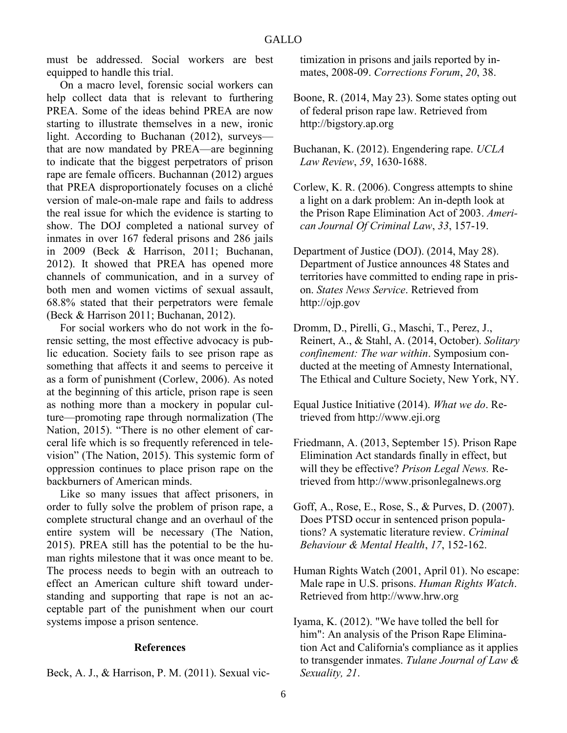must be addressed. Social workers are best equipped to handle this trial.

On a macro level, forensic social workers can help collect data that is relevant to furthering PREA. Some of the ideas behind PREA are now starting to illustrate themselves in a new, ironic light. According to Buchanan (2012), surveys—that are now mandated by PREA—are beginning to indicate that the biggest perpetrators of prison rape are female officers. Buchannan (2012) argues that PREA disproportionately focuses on a cliché version of male-on-male rape and fails to address the real issue for which the evidence is starting to show. The DOJ completed a national survey of inmates in over 167 federal prisons and 286 jails in 2009 (Beck & Harrison, 2011; Buchanan, 2012). It showed that PREA has opened more channels of communication, and in a survey of both men and women victims of sexual assault, 68.8% stated that their perpetrators were female (Beck & Harrison 2011; Buchanan, 2012).

For social workers who do not work in the forensic setting, the most effective advocacy is public education. Society fails to see prison rape as something that affects it and seems to perceive it as a form of punishment (Corlew, 2006). As noted at the beginning of this article, prison rape is seen as nothing more than a mockery in popular culture—promoting rape through normalization (The Nation, 2015). "There is no other element of carceral life which is so frequently referenced in television" (The Nation, 2015). This systemic form of oppression continues to place prison rape on the backburners of American minds.

Like so many issues that affect prisoners, in order to fully solve the problem of prison rape, a complete structural change and an overhaul of the entire system will be necessary (The Nation, 2015). PREA still has the potential to be the human rights milestone that it was once meant to be. The process needs to begin with an outreach to effect an American culture shift toward understanding and supporting that rape is not an acceptable part of the punishment when our court systems impose a prison sentence.

## References

Beck, A. J., & Harrison, P. M. (2011). Sexual victimization in prisons and jails reported by inmates, 2008-09. *Corrections Forum*, *20*, 38.

Boone, R. (2014, May 23). Some states opting out of federal prison rape law. Retrieved from http://bigstory.ap.org

Buchanan, K. (2012). Engendering rape. *UCLA Law Review*, *59*, 1630-1688.

Corlew, K. R. (2006). Congress attempts to shine a light on a dark problem: An in-depth look at the Prison Rape Elimination Act of 2003. *American Journal Of Criminal Law*, *33*, 157-19.

Department of Justice (DOJ). (2014, May 28). Department of Justice announces 48 States and territories have committed to ending rape in prison. *States News Service*. Retrieved from http://ojp.gov

Dromm, D., Pirelli, G., Maschi, T., Perez, J., Reinert, A., & Stahl, A. (2014, October). *Solitary confinement: The war within*. Symposium conducted at the meeting of Amnesty International, The Ethical and Culture Society, New York, NY.

Equal Justice Initiative (2014). *What we do*. Retrieved from http://www.eji.org

Friedmann, A. (2013, September 15). Prison Rape Elimination Act standards finally in effect, but will they be effective? *Prison Legal News.* Retrieved from http://www.prisonlegalnews.org

Goff, A., Rose, E., Rose, S., & Purves, D. (2007). Does PTSD occur in sentenced prison populations? A systematic literature review. *Criminal Behaviour & Mental Health*, *17*, 152-162.

Human Rights Watch (2001, April 01). No escape: Male rape in U.S. prisons. *Human Rights Watch*. Retrieved from http://www.hrw.org

Iyama, K. (2012). "We have tolled the bell for him": An analysis of the Prison Rape Elimination Act and California's compliance as it applies to transgender inmates. *Tulane Journal of Law & Sexuality, 21*.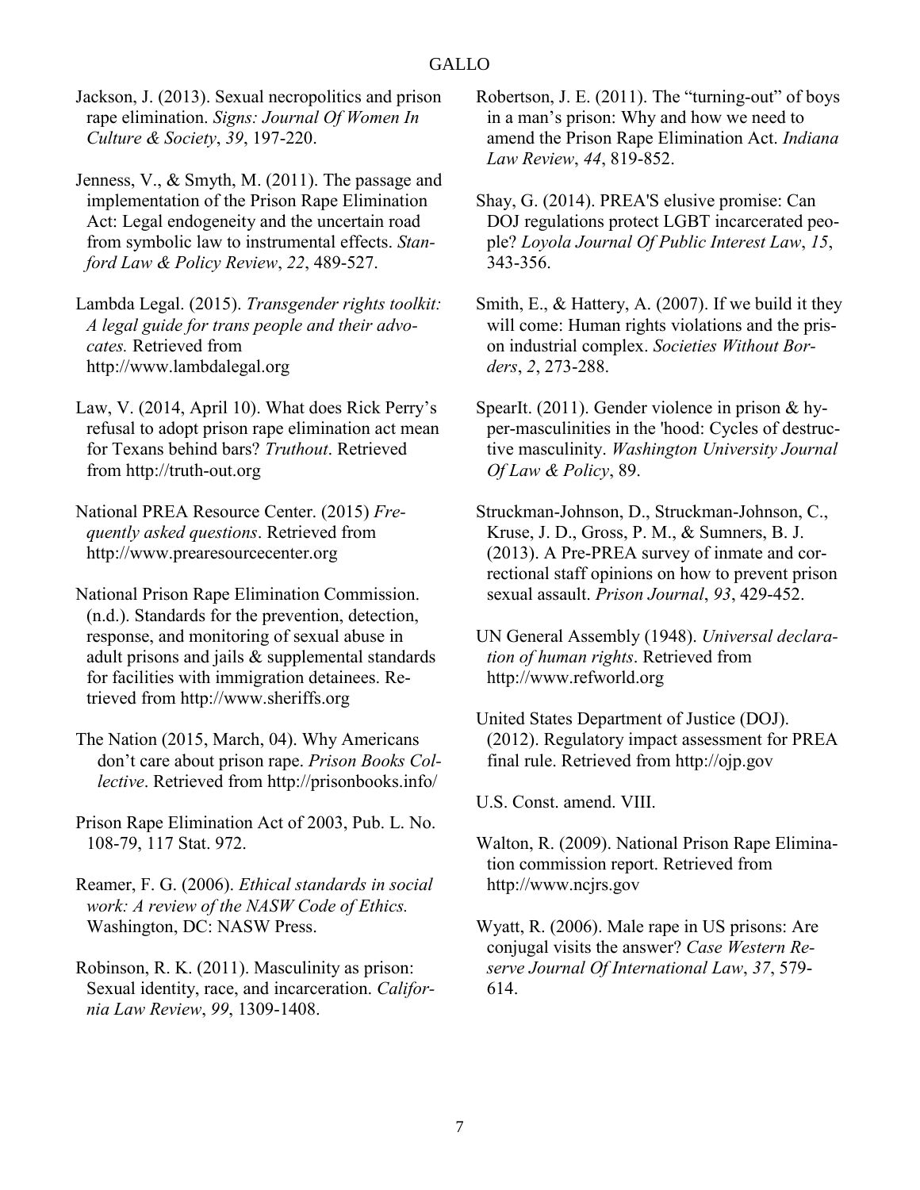Jackson, J. (2013). Sexual necropolitics and prison rape elimination. *Signs: Journal Of Women In Culture & Society*, *39*, 197-220.

Jenness, V., & Smyth, M. (2011). The passage and implementation of the Prison Rape Elimination Act: Legal endogeneity and the uncertain road from symbolic law to instrumental effects. *Stanford Law & Policy Review*, *22*, 489-527.

Lambda Legal. (2015). *Transgender rights toolkit: A legal guide for trans people and their advocates.* Retrieved from http://www.lambdalegal.org

Law, V. (2014, April 10). What does Rick Perry's refusal to adopt prison rape elimination act mean for Texans behind bars? *Truthout*. Retrieved from http://truth-out.org

National PREA Resource Center. (2015) *Frequently asked questions*. Retrieved from http://www.prearesourcecenter.org

National Prison Rape Elimination Commission. (n.d.). Standards for the prevention, detection, response, and monitoring of sexual abuse in adult prisons and jails & supplemental standards for facilities with immigration detainees. Retrieved from http://www.sheriffs.org

The Nation (2015, March, 04). Why Americans don't care about prison rape. *Prison Books Collective*. Retrieved from http://prisonbooks.info/

Prison Rape Elimination Act of 2003, Pub. L. No. 108-79, 117 Stat. 972.

Reamer, F. G. (2006). *Ethical standards in social work: A review of the NASW Code of Ethics.* Washington, DC: NASW Press.

Robinson, R. K. (2011). Masculinity as prison: Sexual identity, race, and incarceration. *California Law Review*, *99*, 1309-1408.

Robertson, J. E. (2011). The "turning-out" of boys in a man's prison: Why and how we need to amend the Prison Rape Elimination Act. *Indiana Law Review*, *44*, 819-852.

Shay, G. (2014). PREA'S elusive promise: Can DOJ regulations protect LGBT incarcerated people? *Loyola Journal Of Public Interest Law*, *15*, 343-356.

Smith, E., & Hattery, A. (2007). If we build it they will come: Human rights violations and the prison industrial complex. *Societies Without Borders*, *2*, 273-288.

SpearIt. (2011). Gender violence in prison & hyper-masculinities in the 'hood: Cycles of destructive masculinity. *Washington University Journal Of Law & Policy*, 89.

Struckman-Johnson, D., Struckman-Johnson, C., Kruse, J. D., Gross, P. M., & Sumners, B. J. (2013). A Pre-PREA survey of inmate and correctional staff opinions on how to prevent prison sexual assault. *Prison Journal*, *93*, 429-452.

UN General Assembly (1948). *Universal declaration of human rights*. Retrieved from http://www.refworld.org

United States Department of Justice (DOJ). (2012). Regulatory impact assessment for PREA final rule. Retrieved from http://ojp.gov

U.S. Const. amend. VIII.

Walton, R. (2009). National Prison Rape Elimination commission report. Retrieved from http://www.ncjrs.gov

Wyatt, R. (2006). Male rape in US prisons: Are conjugal visits the answer? *Case Western Reserve Journal Of International Law*, *37*, 579-614.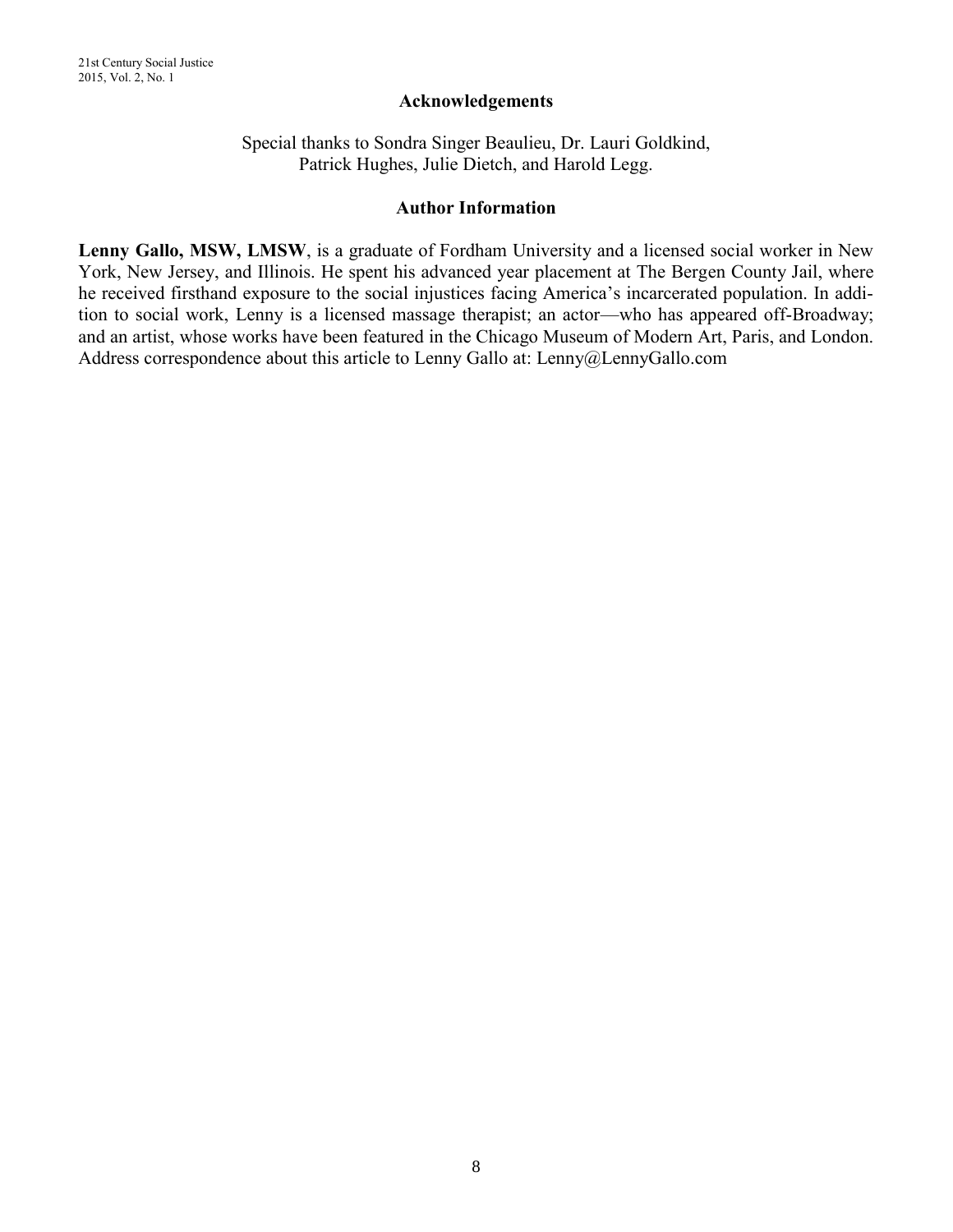## Acknowledgements

Special thanks to Sondra Singer Beaulieu, Dr. Lauri Goldkind, Patrick Hughes, Julie Dietch, and Harold Legg.

## Author Information

**Lenny Gallo, MSW, LMSW**, is a graduate of Fordham University and a licensed social worker in New York, New Jersey, and Illinois. He spent his advanced year placement at The Bergen County Jail, where he received firsthand exposure to the social injustices facing America's incarcerated population. In addition to social work, Lenny is a licensed massage therapist; an actor—who has appeared off-Broadway; and an artist, whose works have been featured in the Chicago Museum of Modern Art, Paris, and London. Address correspondence about this article to Lenny Gallo at: Lenny@LennyGallo.com